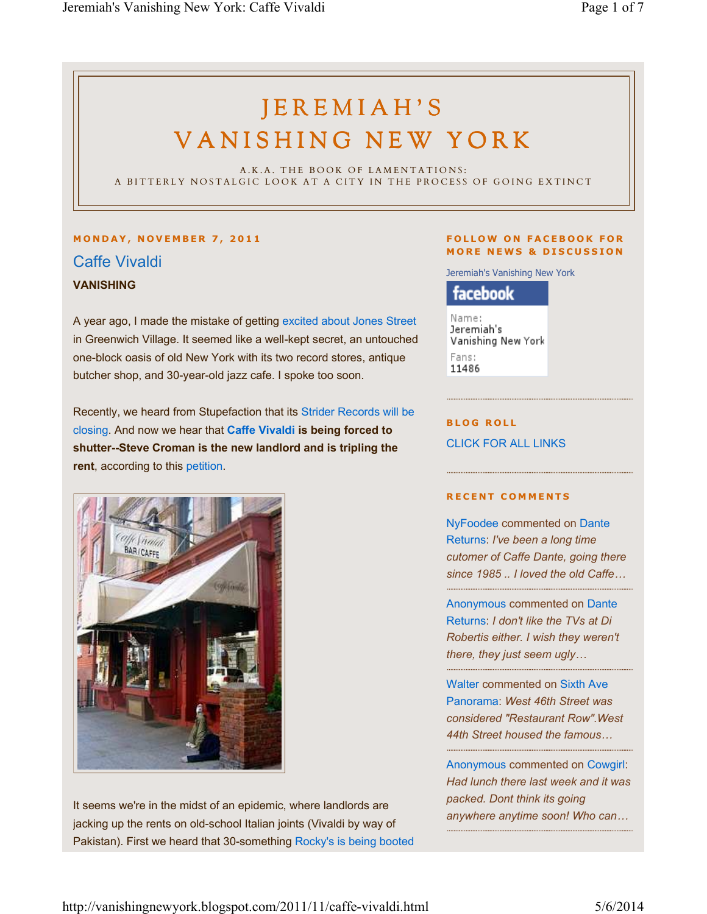# JEREMIAH'S VANISHING NEW YORK

A.K.A. THE BOOK OF LAMENTATIONS:
A BITTERLY NOSTALGIC LOOK AT A CITY IN THE PROCESS OF GOING EXTINCT

MONDAY, NOVEMBER 7, 2011

## Caffe Vivaldi

**VANISHING**

A year ago, I made the mistake of getting excited about Jones Street in Greenwich Village. It seemed like a well-kept secret, an untouched one-block oasis of old New York with its two record stores, antique butcher shop, and 30-year-old jazz cafe. I spoke too soon.

Recently, we heard from Stupefaction that its Strider Records will be closing. And now we hear that **Caffe Vivaldi is being forced to shutter--Steve Croman is the new landlord and is tripling the rent**, according to this petition.

It seems we're in the midst of an epidemic, where landlords are jacking up the rents on old-school Italian joints (Vivaldi by way of Pakistan). First we heard that 30-something Rocky's is being booted

FOLLOW ON FACEBOOK FOR MORE NEWS & DISCUSSION

Jeremiah's Vanishing New York

facebook

Name:
Jeremiah's Vanishing New York

Fans:
11486

BLOG ROLL

CLICK FOR ALL LINKS

RECENT COMMENTS

NyFoodee commented on Dante Returns: *I've been a long time cutomer of Caffe Dante, going there since 1985 .. I loved the old Caffe…*

Anonymous commented on Dante Returns: *I don't like the TVs at Di Robertis either. I wish they weren't there, they just seem ugly…*

Walter commented on Sixth Ave Panorama: *West 46th Street was considered "Restaurant Row".West 44th Street housed the famous…*

Anonymous commented on Cowgirl: *Had lunch there last week and it was packed. Dont think its going anywhere anytime soon! Who can…*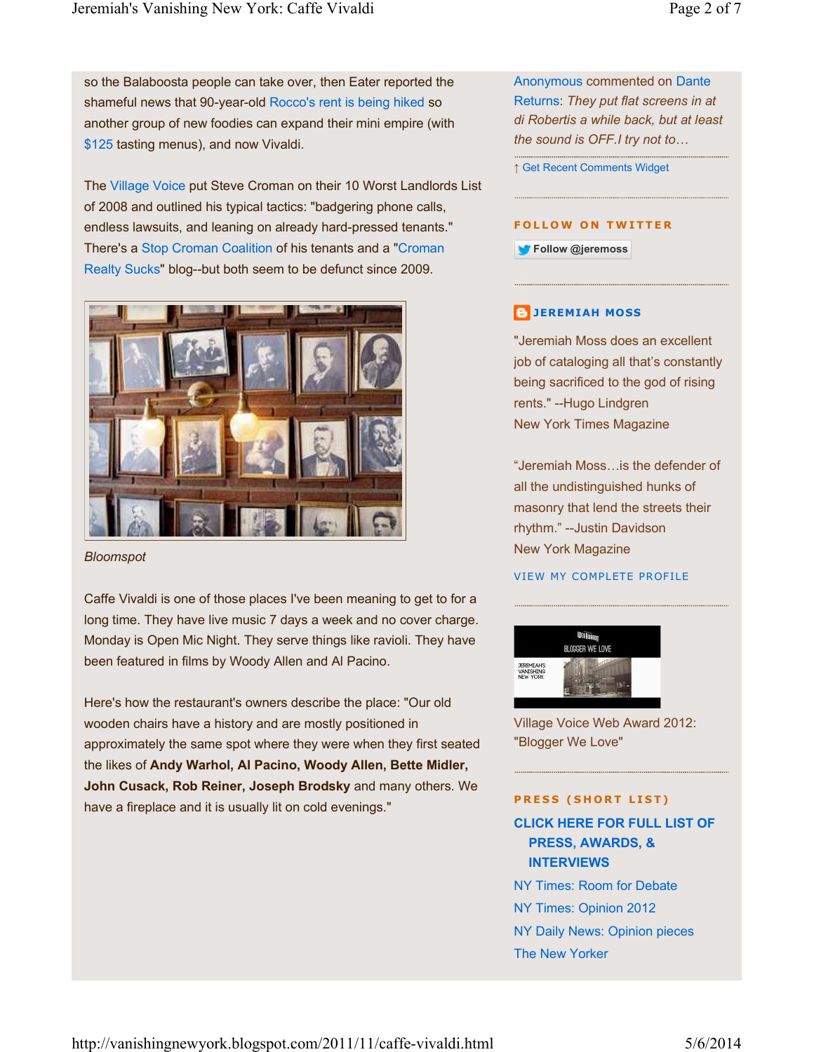so the Balaboosta people can take over, then Eater reported the shameful news that 90-year-old Rocco's rent is being hiked so another group of new foodies can expand their mini empire (with $125 tasting menus), and now Vivaldi.

The Village Voice put Steve Croman on their 10 Worst Landlords List of 2008 and outlined his typical tactics: "badgering phone calls, endless lawsuits, and leaning on already hard-pressed tenants." There's a Stop Croman Coalition of his tenants and a "Croman Realty Sucks" blog--but both seem to be defunct since 2009.

*Bloomspot*

Caffe Vivaldi is one of those places I've been meaning to get to for a long time. They have live music 7 days a week and no cover charge. Monday is Open Mic Night. They serve things like ravioli. They have been featured in films by Woody Allen and Al Pacino.

Here's how the restaurant's owners describe the place: "Our old wooden chairs have a history and are mostly positioned in approximately the same spot where they were when they first seated the likes of **Andy Warhol, Al Pacino, Woody Allen, Bette Midler, John Cusack, Rob Reiner, Joseph Brodsky** and many others. We have a fireplace and it is usually lit on cold evenings."

Anonymous commented on Dante Returns: *They put flat screens in at di Robertis a while back, but at least the sound is OFF.I try not to…*

↑ Get Recent Comments Widget

## FOLLOW ON TWITTER

Follow @jeremoss

## JEREMIAH MOSS

"Jeremiah Moss does an excellent job of cataloging all that's constantly being sacrificed to the god of rising rents." --Hugo Lindgren
New York Times Magazine

"Jeremiah Moss…is the defender of all the undistinguished hunks of masonry that lend the streets their rhythm." --Justin Davidson
New York Magazine

VIEW MY COMPLETE PROFILE

Village Voice Web Award 2012: "Blogger We Love"

## PRESS (SHORT LIST)

**CLICK HERE FOR FULL LIST OF PRESS, AWARDS, & INTERVIEWS**

NY Times: Room for Debate

NY Times: Opinion 2012

NY Daily News: Opinion pieces

The New Yorker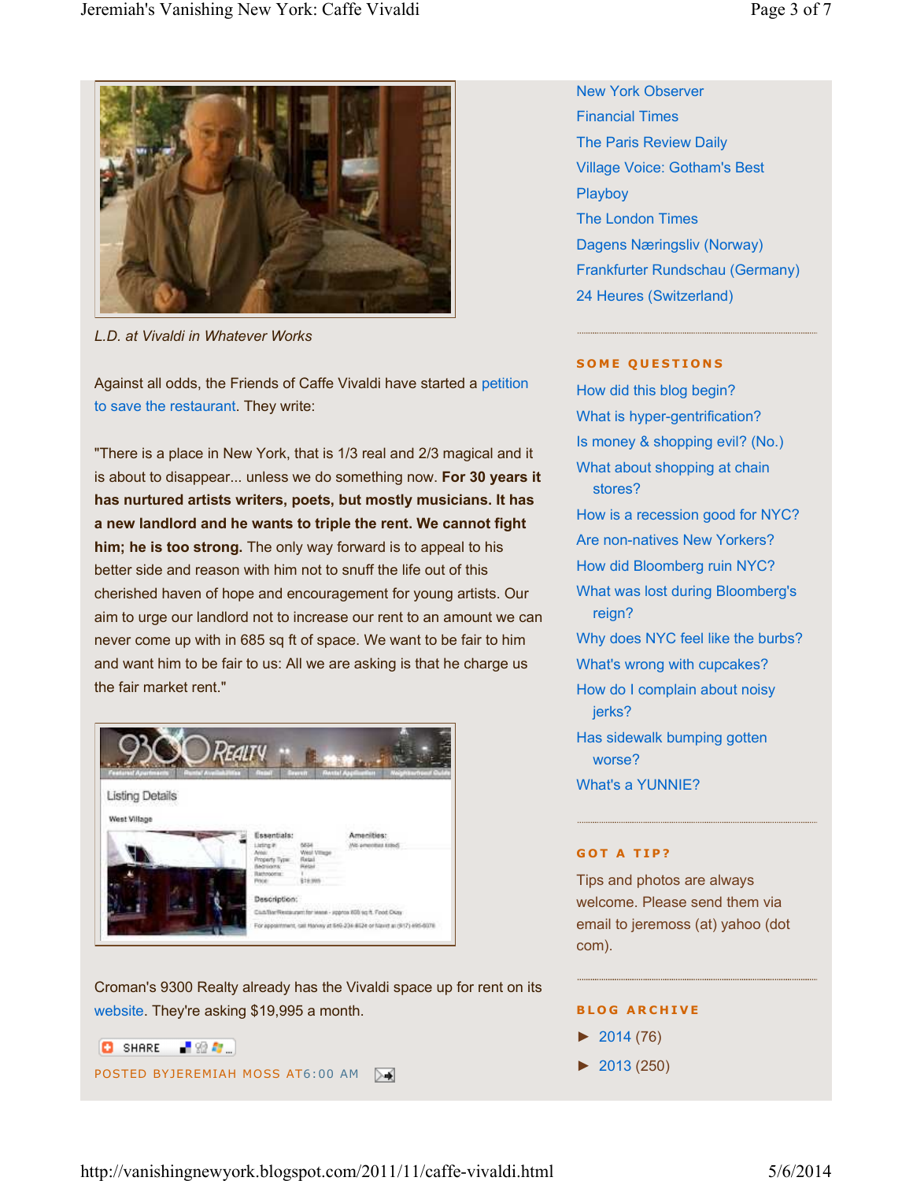*L.D. at Vivaldi in Whatever Works*

Against all odds, the Friends of Caffe Vivaldi have started a petition to save the restaurant. They write:

"There is a place in New York, that is 1/3 real and 2/3 magical and it is about to disappear... unless we do something now. **For 30 years it has nurtured artists writers, poets, but mostly musicians. It has a new landlord and he wants to triple the rent. We cannot fight him; he is too strong.** The only way forward is to appeal to his better side and reason with him not to snuff the life out of this cherished haven of hope and encouragement for young artists. Our aim to urge our landlord not to increase our rent to an amount we can never come up with in 685 sq ft of space. We want to be fair to him and want him to be fair to us: All we are asking is that he charge us the fair market rent."

Croman's 9300 Realty already has the Vivaldi space up for rent on its website. They're asking $19,995 a month.

POSTED BY JEREMIAH MOSS AT 6:00 AM

New York Observer
Financial Times
The Paris Review Daily
Village Voice: Gotham's Best
Playboy
The London Times
Dagens Næringsliv (Norway)
Frankfurter Rundschau (Germany)
24 Heures (Switzerland)

## SOME QUESTIONS

- How did this blog begin?
- What is hyper-gentrification?
- Is money & shopping evil? (No.)
- What about shopping at chain stores?
- How is a recession good for NYC?
- Are non-natives New Yorkers?
- How did Bloomberg ruin NYC?
- What was lost during Bloomberg's reign?
- Why does NYC feel like the burbs?
- What's wrong with cupcakes?
- How do I complain about noisy jerks?
- Has sidewalk bumping gotten worse?
- What's a YUNNIE?

## GOT A TIP?

Tips and photos are always welcome. Please send them via email to jeremoss (at) yahoo (dot com).

## BLOG ARCHIVE

- ► 2014 (76)
- ► 2013 (250)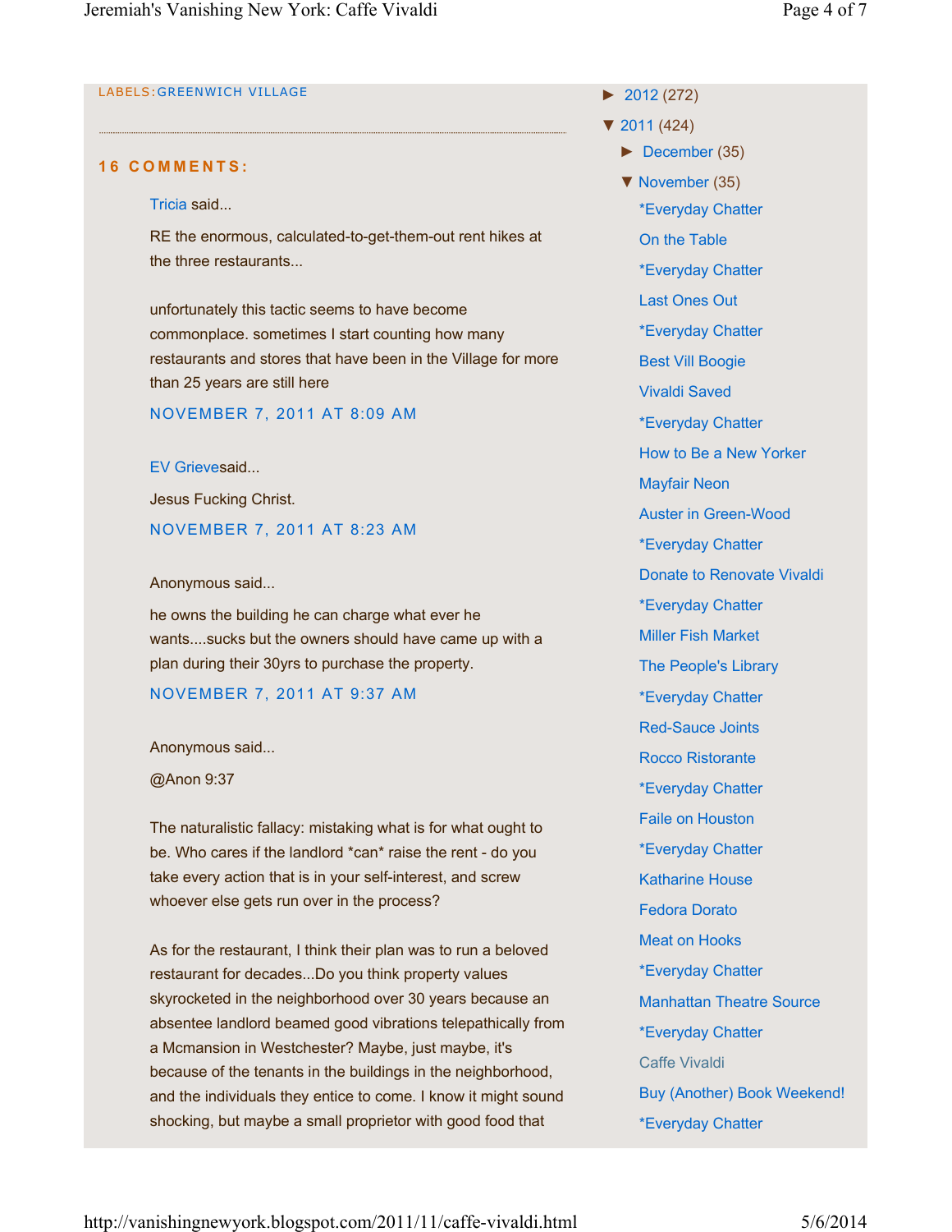LABELS: GREENWICH VILLAGE

## 16 COMMENTS:

Tricia said...

RE the enormous, calculated-to-get-them-out rent hikes at the three restaurants...

unfortunately this tactic seems to have become commonplace. sometimes I start counting how many restaurants and stores that have been in the Village for more than 25 years are still here

NOVEMBER 7, 2011 AT 8:09 AM

EV Grievesaid...

Jesus Fucking Christ.

NOVEMBER 7, 2011 AT 8:23 AM

Anonymous said...

he owns the building he can charge what ever he wants....sucks but the owners should have came up with a plan during their 30yrs to purchase the property.

NOVEMBER 7, 2011 AT 9:37 AM

Anonymous said...

@Anon 9:37

The naturalistic fallacy: mistaking what is for what ought to be. Who cares if the landlord *can* raise the rent - do you take every action that is in your self-interest, and screw whoever else gets run over in the process?

As for the restaurant, I think their plan was to run a beloved restaurant for decades...Do you think property values skyrocketed in the neighborhood over 30 years because an absentee landlord beamed good vibrations telepathically from a Mcmansion in Westchester? Maybe, just maybe, it's because of the tenants in the buildings in the neighborhood, and the individuals they entice to come. I know it might sound shocking, but maybe a small proprietor with good food that

- ► 2012 (272)
- ▼ 2011 (424)
  - ► December (35)
  - ▼ November (35)
    - *Everyday Chatter
    - On the Table
    - *Everyday Chatter
    - Last Ones Out
    - *Everyday Chatter
    - Best Vill Boogie
    - Vivaldi Saved
    - *Everyday Chatter
    - How to Be a New Yorker
    - Mayfair Neon
    - Auster in Green-Wood
    - *Everyday Chatter
    - Donate to Renovate Vivaldi
    - *Everyday Chatter
    - Miller Fish Market
    - The People's Library
    - *Everyday Chatter
    - Red-Sauce Joints
    - Rocco Ristorante
    - *Everyday Chatter
    - Faile on Houston
    - *Everyday Chatter
    - Katharine House
    - Fedora Dorato
    - Meat on Hooks
    - *Everyday Chatter
    - Manhattan Theatre Source
    - *Everyday Chatter
    - Caffe Vivaldi
    - Buy (Another) Book Weekend!
    - *Everyday Chatter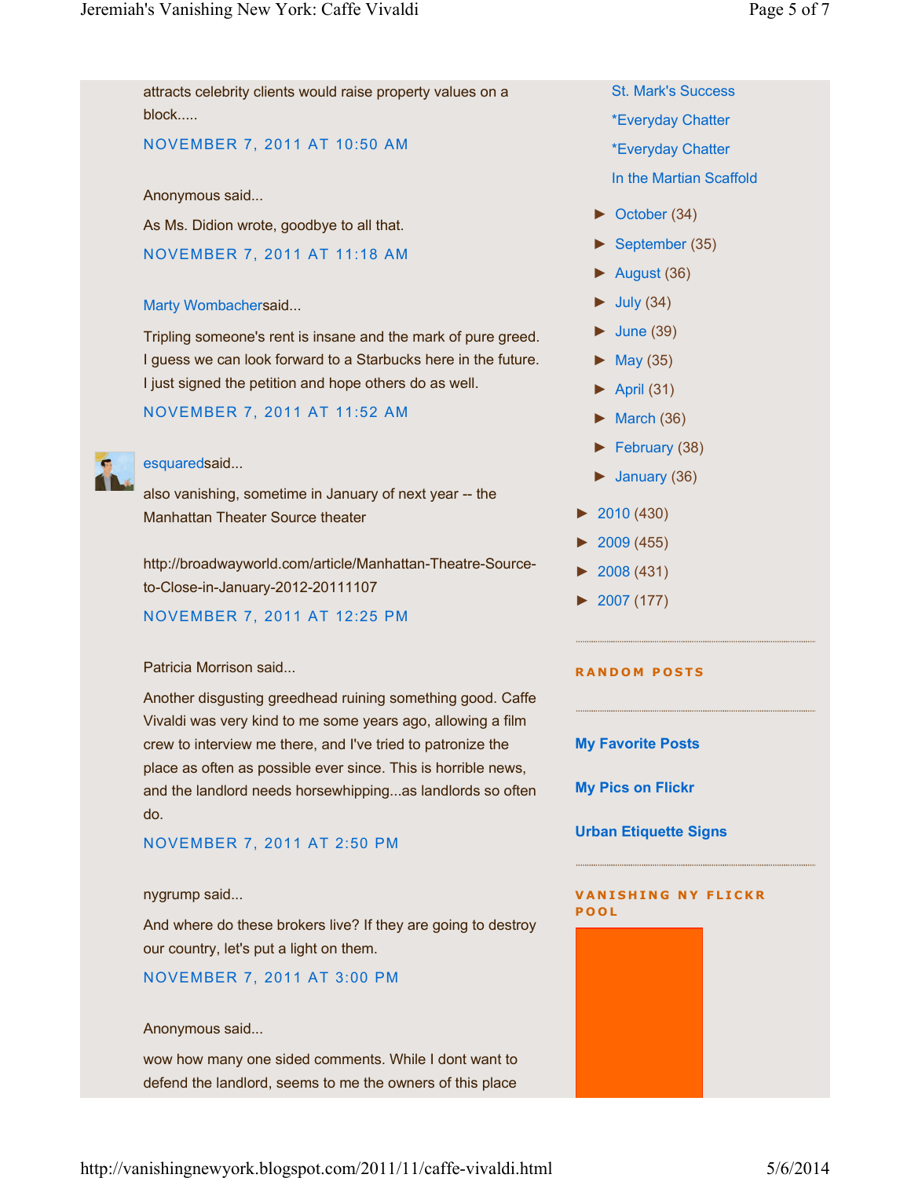attracts celebrity clients would raise property values on a block.....

NOVEMBER 7, 2011 AT 10:50 AM

Anonymous said...

As Ms. Didion wrote, goodbye to all that.

NOVEMBER 7, 2011 AT 11:18 AM

Marty Wombachersaid...

Tripling someone's rent is insane and the mark of pure greed. I guess we can look forward to a Starbucks here in the future. I just signed the petition and hope others do as well.

NOVEMBER 7, 2011 AT 11:52 AM

esquaredsaid...

also vanishing, sometime in January of next year -- the Manhattan Theater Source theater

http://broadwayworld.com/article/Manhattan-Theatre-Source-to-Close-in-January-2012-20111107

NOVEMBER 7, 2011 AT 12:25 PM

Patricia Morrison said...

Another disgusting greedhead ruining something good. Caffe Vivaldi was very kind to me some years ago, allowing a film crew to interview me there, and I've tried to patronize the place as often as possible ever since. This is horrible news, and the landlord needs horsewhipping...as landlords so often do.

NOVEMBER 7, 2011 AT 2:50 PM

nygrump said...

And where do these brokers live? If they are going to destroy our country, let's put a light on them.

NOVEMBER 7, 2011 AT 3:00 PM

Anonymous said...

wow how many one sided comments. While I dont want to defend the landlord, seems to me the owners of this place

St. Mark's Success

*Everyday Chatter

*Everyday Chatter

In the Martian Scaffold

- ► October (34)
- ► September (35)
- ► August (36)
- ► July (34)
- ► June (39)
- ► May (35)
- ► April (31)
- ► March (36)
- ► February (38)
- ► January (36)

- ► 2010 (430)
- ► 2009 (455)
- ► 2008 (431)
- ► 2007 (177)

**RANDOM POSTS**

**My Favorite Posts**

**My Pics on Flickr**

**Urban Etiquette Signs**

**VANISHING NY FLICKR POOL**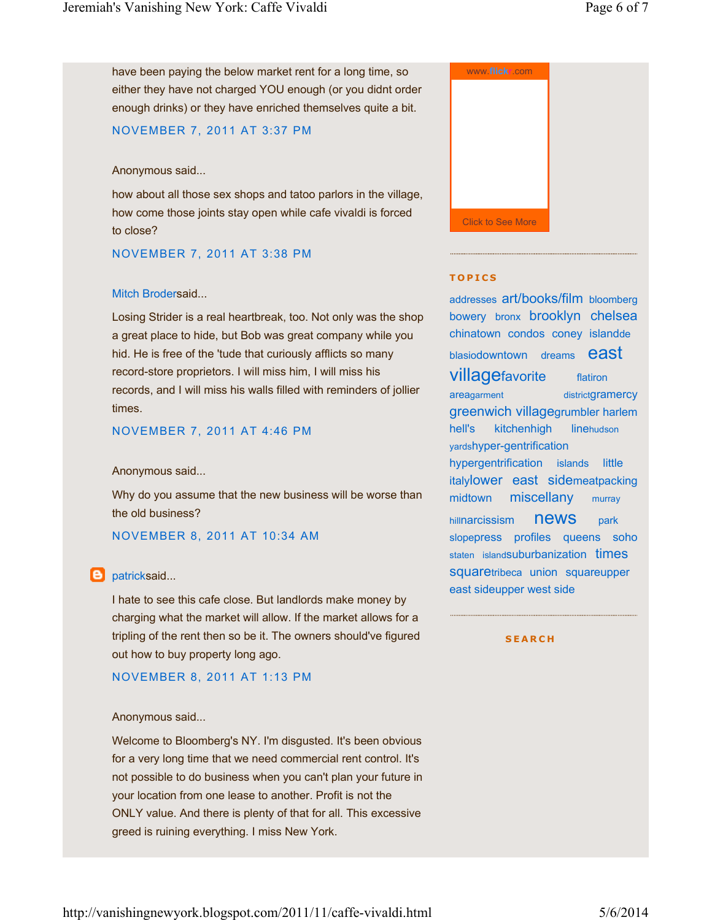have been paying the below market rent for a long time, so either they have not charged YOU enough (or you didnt order enough drinks) or they have enriched themselves quite a bit.

NOVEMBER 7, 2011 AT 3:37 PM

Anonymous said...

how about all those sex shops and tatoo parlors in the village, how come those joints stay open while cafe vivaldi is forced to close?

NOVEMBER 7, 2011 AT 3:38 PM

Mitch Brodersaid...

Losing Strider is a real heartbreak, too. Not only was the shop a great place to hide, but Bob was great company while you hid. He is free of the 'tude that curiously afflicts so many record-store proprietors. I will miss him, I will miss his records, and I will miss his walls filled with reminders of jollier times.

NOVEMBER 7, 2011 AT 4:46 PM

Anonymous said...

Why do you assume that the new business will be worse than the old business?

NOVEMBER 8, 2011 AT 10:34 AM

patricksaid...

I hate to see this cafe close. But landlords make money by charging what the market will allow. If the market allows for a tripling of the rent then so be it. The owners should've figured out how to buy property long ago.

NOVEMBER 8, 2011 AT 1:13 PM

Anonymous said...

Welcome to Bloomberg's NY. I'm disgusted. It's been obvious for a very long time that we need commercial rent control. It's not possible to do business when you can't plan your future in your location from one lease to another. Profit is not the ONLY value. And there is plenty of that for all. This excessive greed is ruining everything. I miss New York.

www.flickr.com

Click to See More

## TOPICS

addresses art/books/film bloomberg bowery bronx brooklyn chelsea chinatown condos coney islandde blasiodowntown dreams east villagefavorite flatiron areagarment districtgramercy greenwich villagegrumbler harlem hell's kitchenhigh linehudson yardshyper-gentrification hypergentrification islands little italylower east sidemeatpacking midtown miscellany murray hillnarcissism news park slopepress profiles queens soho staten islandsuburbanization times squaretribeca union squareupper east sideupper west side

## SEARCH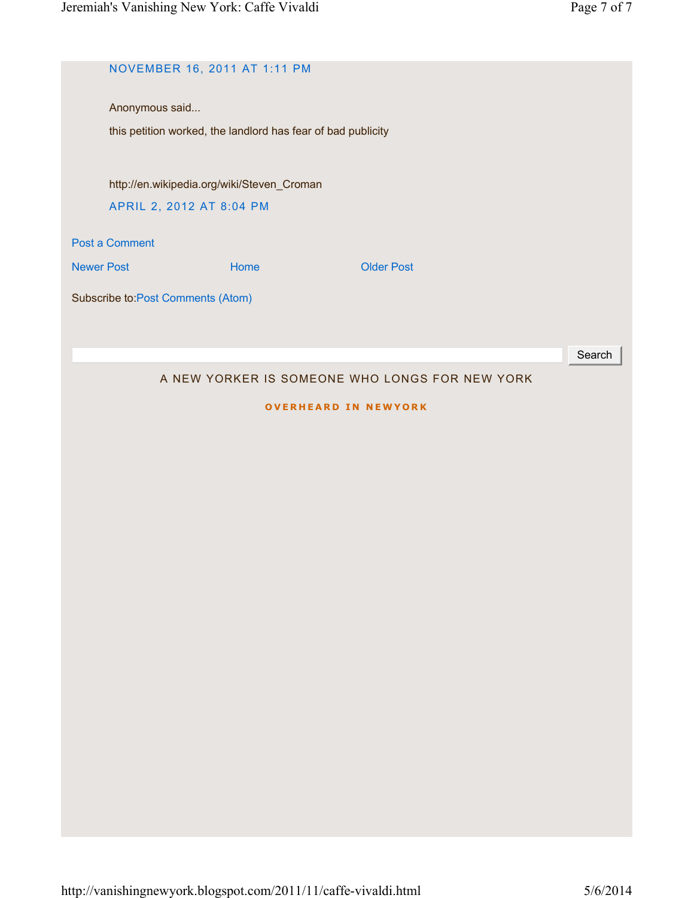NOVEMBER 16, 2011 AT 1:11 PM

Anonymous said...

this petition worked, the landlord has fear of bad publicity

http://en.wikipedia.org/wiki/Steven_Croman

APRIL 2, 2012 AT 8:04 PM

Post a Comment

Newer Post Home Older Post

Subscribe to: Post Comments (Atom)

Search

A NEW YORKER IS SOMEONE WHO LONGS FOR NEW YORK

**OVERHEARD IN NEWYORK**